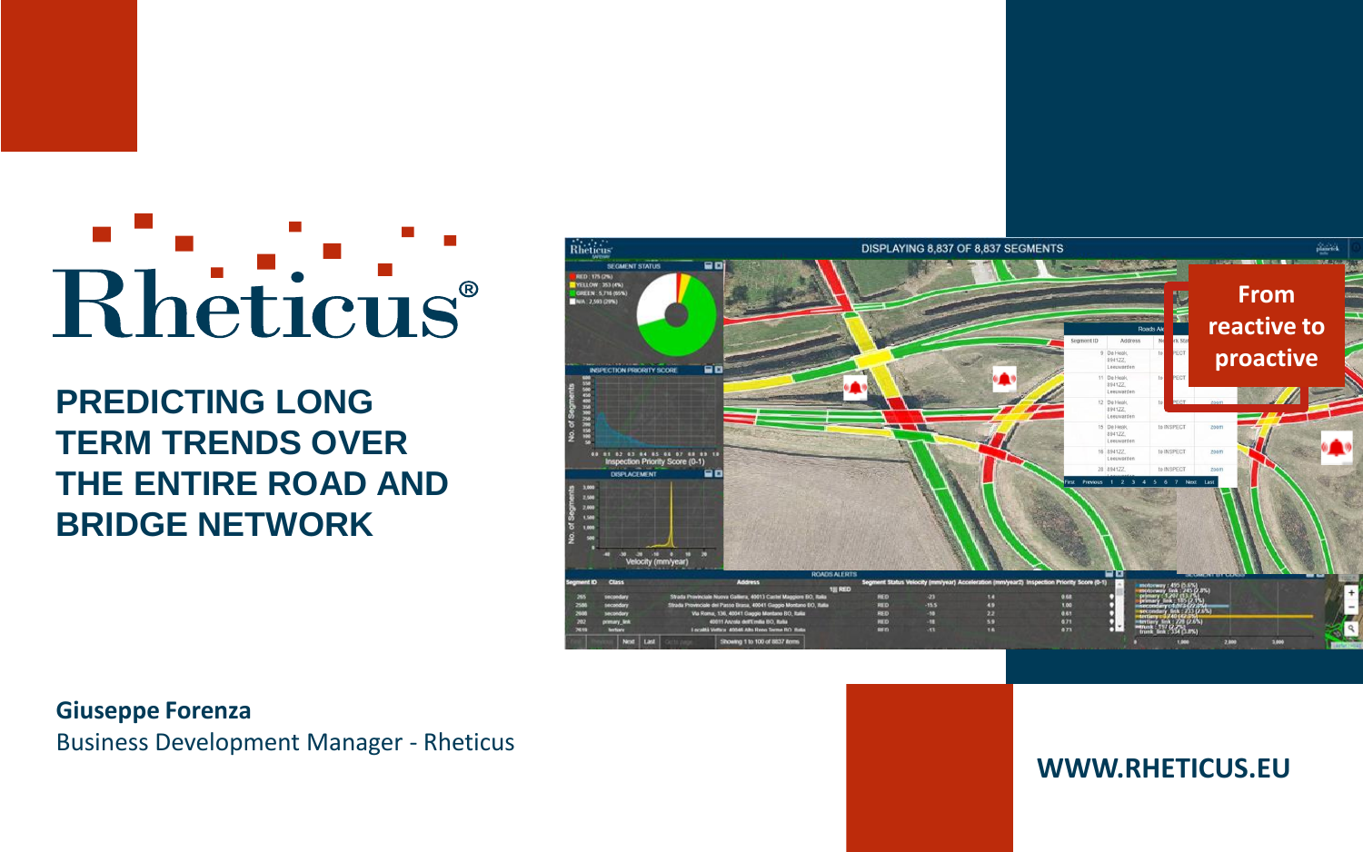# Rheticus®

## PREDICTING LONG TERM TRENDS OVER THE ENTIRE ROAD AND BRIDGE NETWORK

From reactive to proactive

**Giuseppe Forenza**
Business Development Manager - Rheticus

**WWW.RHETICUS.EU**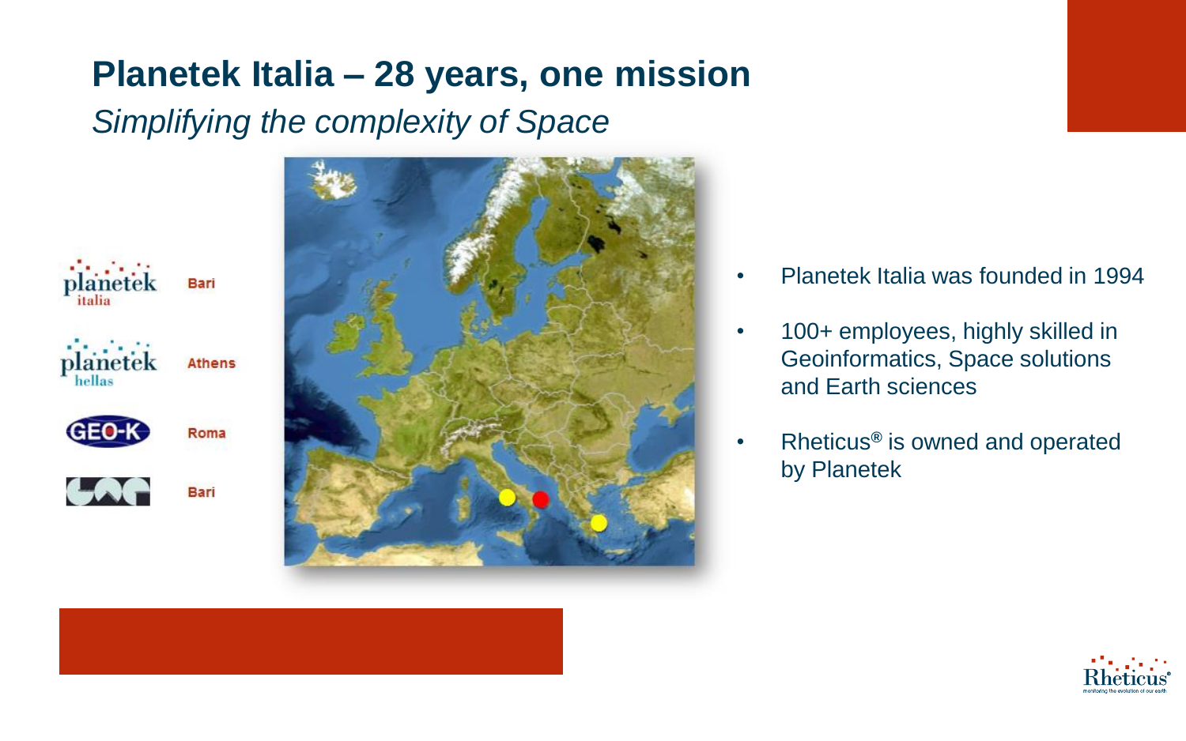# Planetek Italia – 28 years, one mission

*Simplifying the complexity of Space*

| | |
|---|---|
| planetek italia | Bari |
| planetek hellas | Athens |
| GEO-K | Roma |
| | Bari |

- Planetek Italia was founded in 1994
- 100+ employees, highly skilled in Geoinformatics, Space solutions and Earth sciences
- Rheticus® is owned and operated by Planetek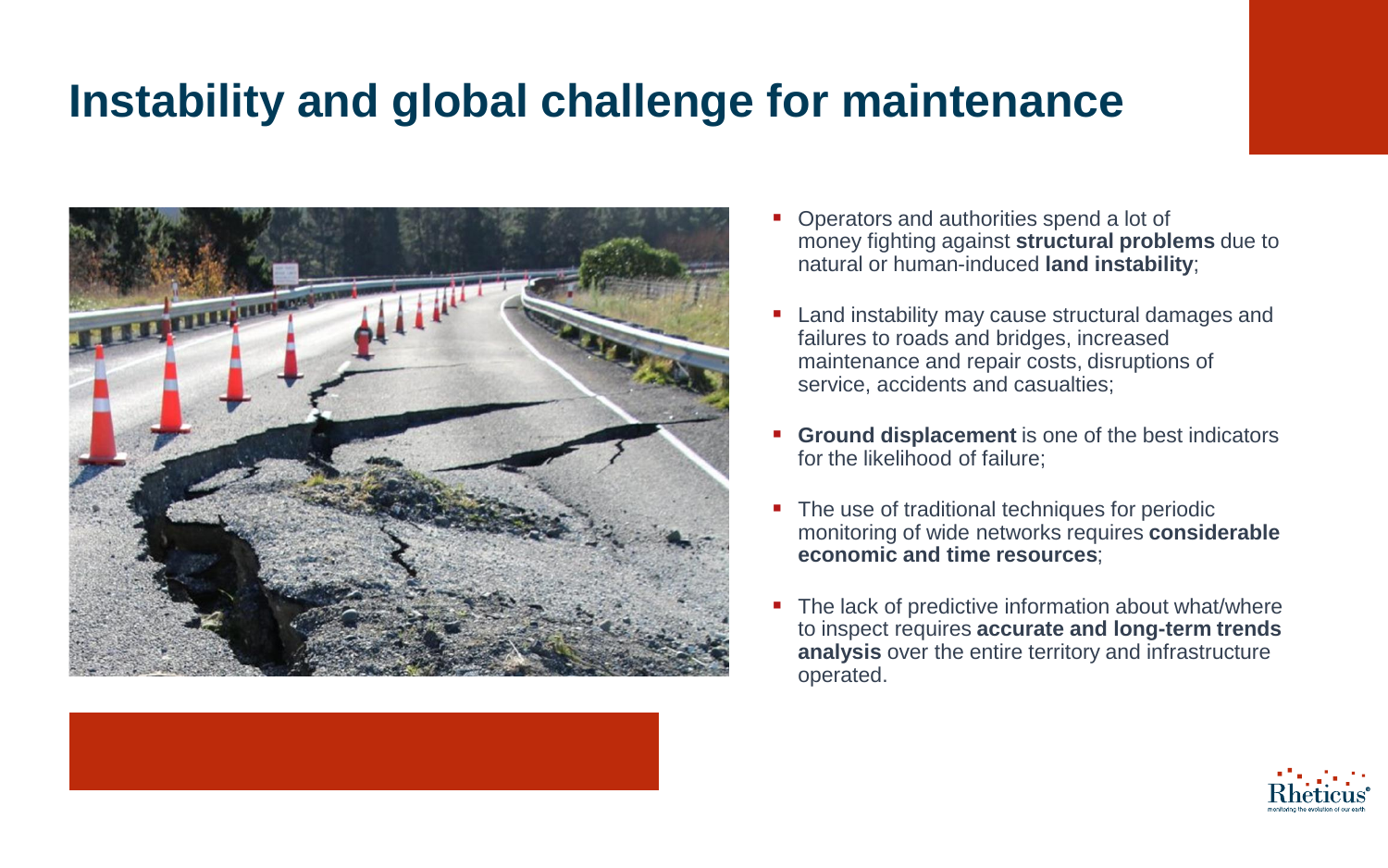# Instability and global challenge for maintenance

- Operators and authorities spend a lot of money fighting against **structural problems** due to natural or human-induced **land instability**;
- Land instability may cause structural damages and failures to roads and bridges, increased maintenance and repair costs, disruptions of service, accidents and casualties;
- **Ground displacement** is one of the best indicators for the likelihood of failure;
- The use of traditional techniques for periodic monitoring of wide networks requires **considerable economic and time resources**;
- The lack of predictive information about what/where to inspect requires **accurate and long-term trends analysis** over the entire territory and infrastructure operated.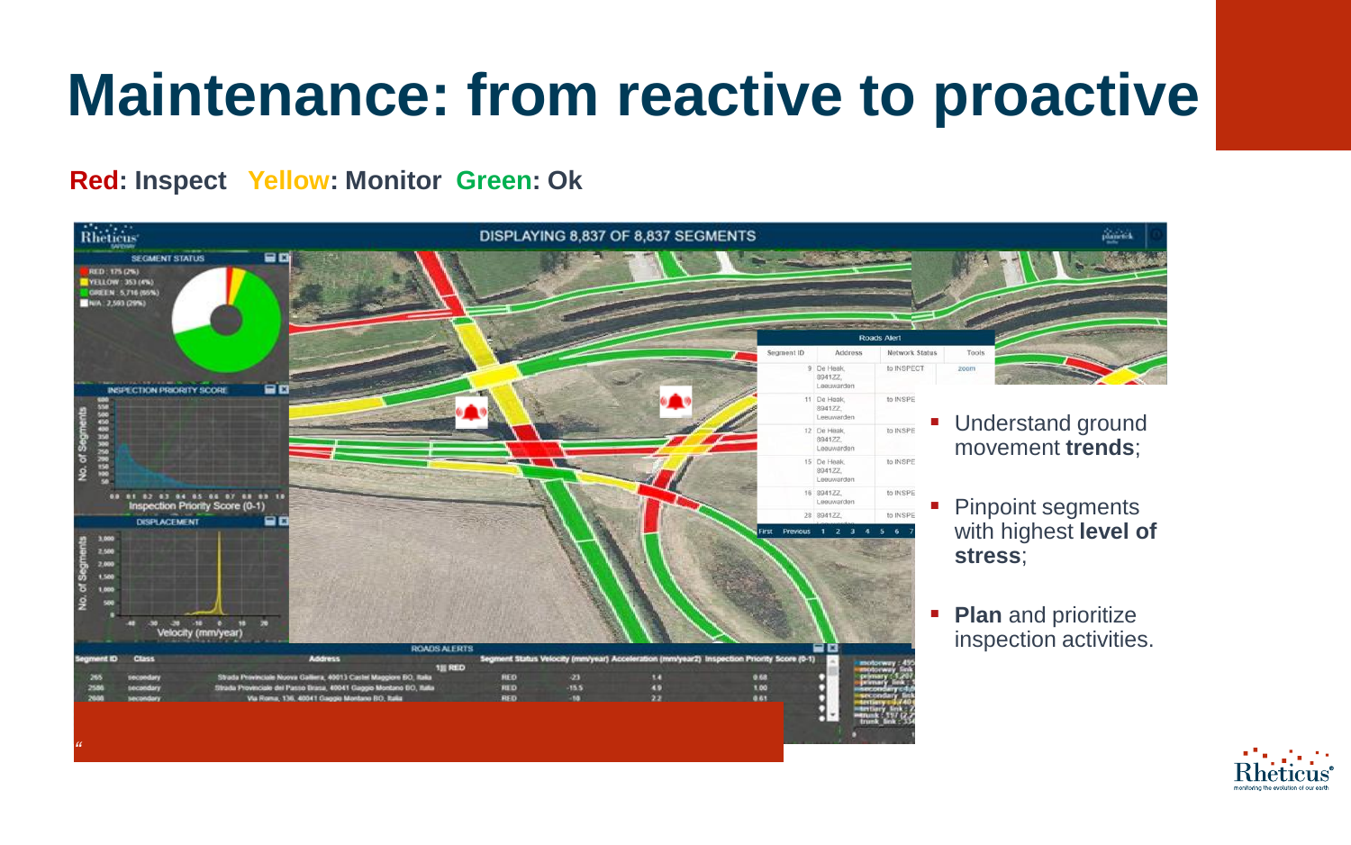# Maintenance: from reactive to proactive

**Red: Inspect   Yellow: Monitor   Green: Ok**

- Understand ground movement **trends**;
- Pinpoint segments with highest **level of stress**;
- **Plan** and prioritize inspection activities.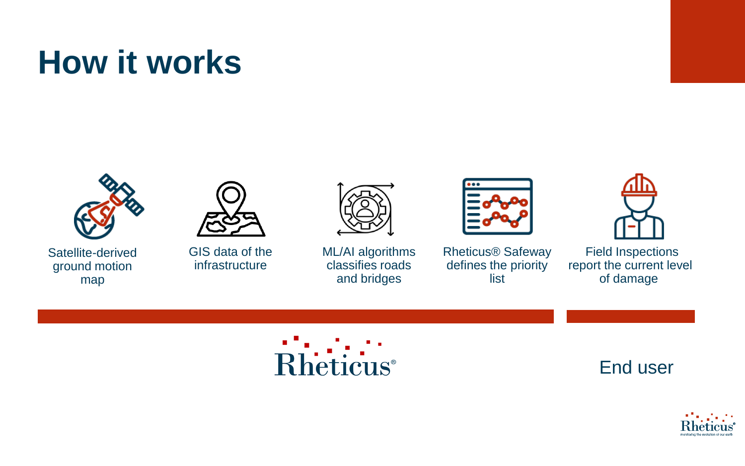# How it works

- Satellite-derived ground motion map
- GIS data of the infrastructure
- ML/AI algorithms classifies roads and bridges
- Rheticus® Safeway defines the priority list
- Field Inspections report the current level of damage

Rheticus®

End user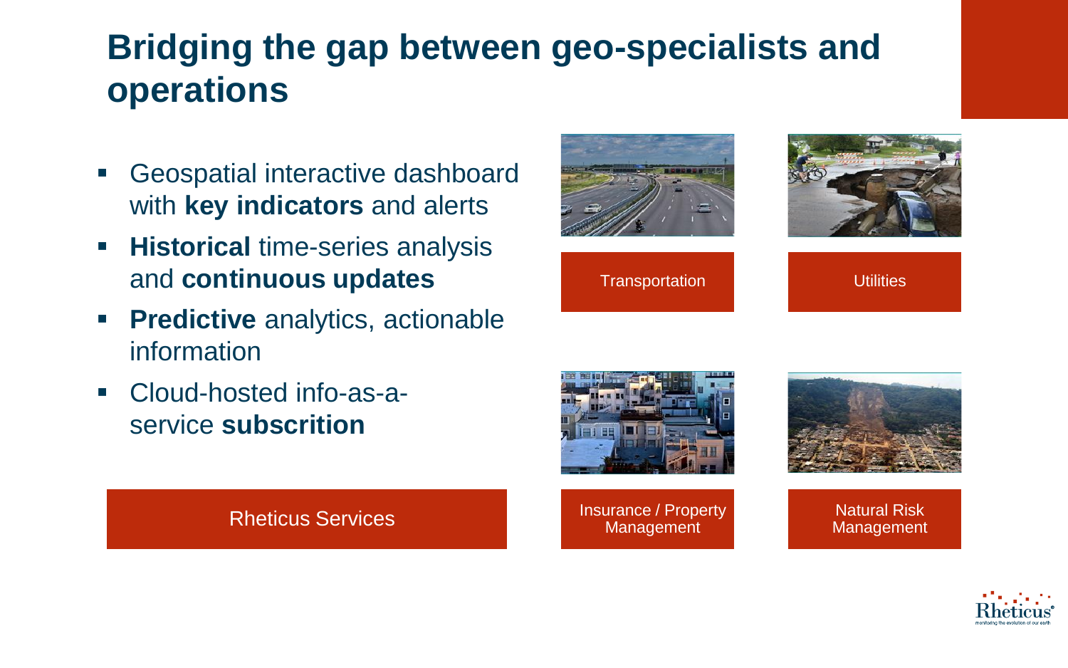# Bridging the gap between geo-specialists and operations

- Geospatial interactive dashboard with **key indicators** and alerts
- **Historical** time-series analysis and **continuous updates**
- **Predictive** analytics, actionable information
- Cloud-hosted info-as-a-service **subscrition**

Rheticus Services

Transportation

Utilities

Insurance / Property Management

Natural Risk Management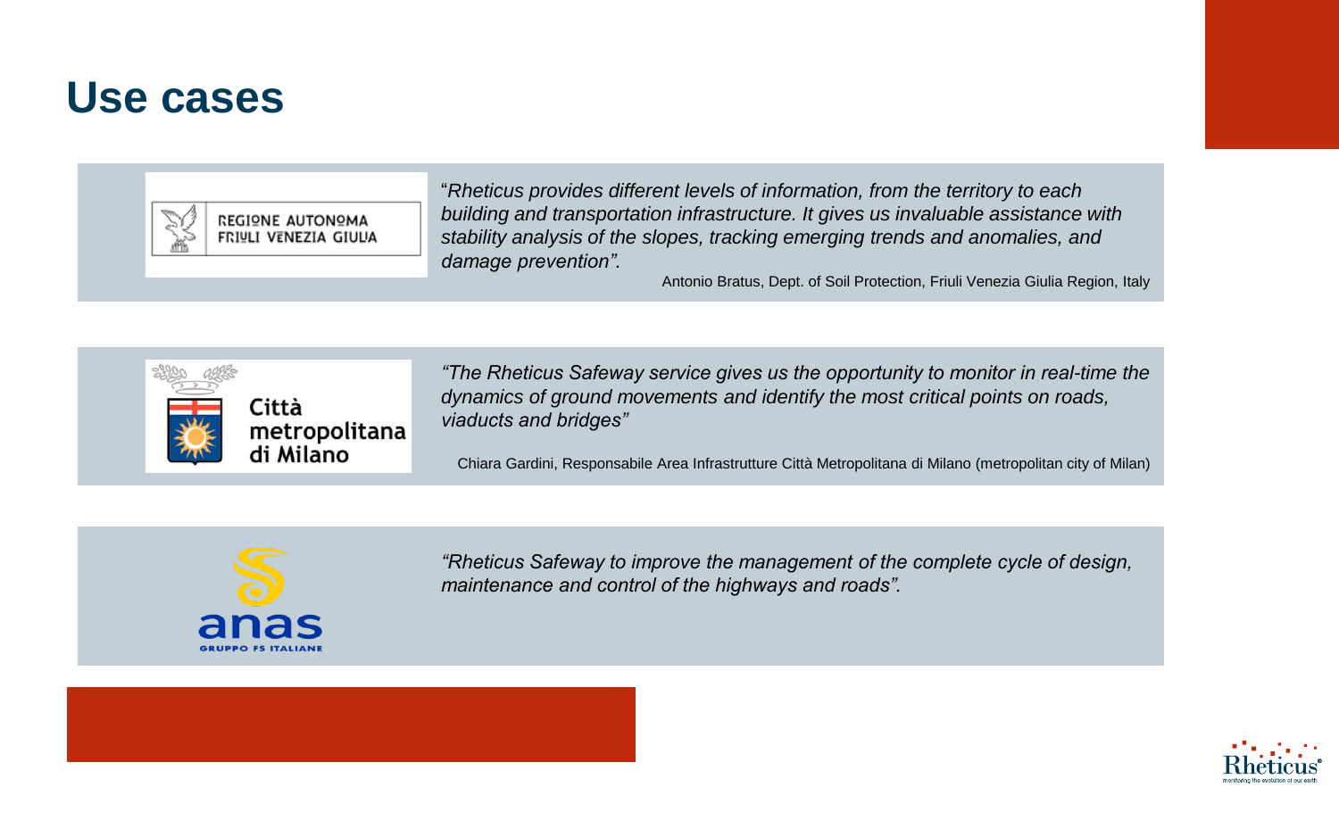# Use cases

REGIONE AUTONOMA FRIULI VENEZIA GIULIA

"*Rheticus provides different levels of information, from the territory to each building and transportation infrastructure. It gives us invaluable assistance with stability analysis of the slopes, tracking emerging trends and anomalies, and damage prevention".*

Antonio Bratus, Dept. of Soil Protection, Friuli Venezia Giulia Region, Italy

Città metropolitana di Milano

*"The Rheticus Safeway service gives us the opportunity to monitor in real-time the dynamics of ground movements and identify the most critical points on roads, viaducts and bridges"*

Chiara Gardini, Responsabile Area Infrastrutture Città Metropolitana di Milano (metropolitan city of Milan)

anas GRUPPO FS ITALIANE

*"Rheticus Safeway to improve the management of the complete cycle of design, maintenance and control of the highways and roads".*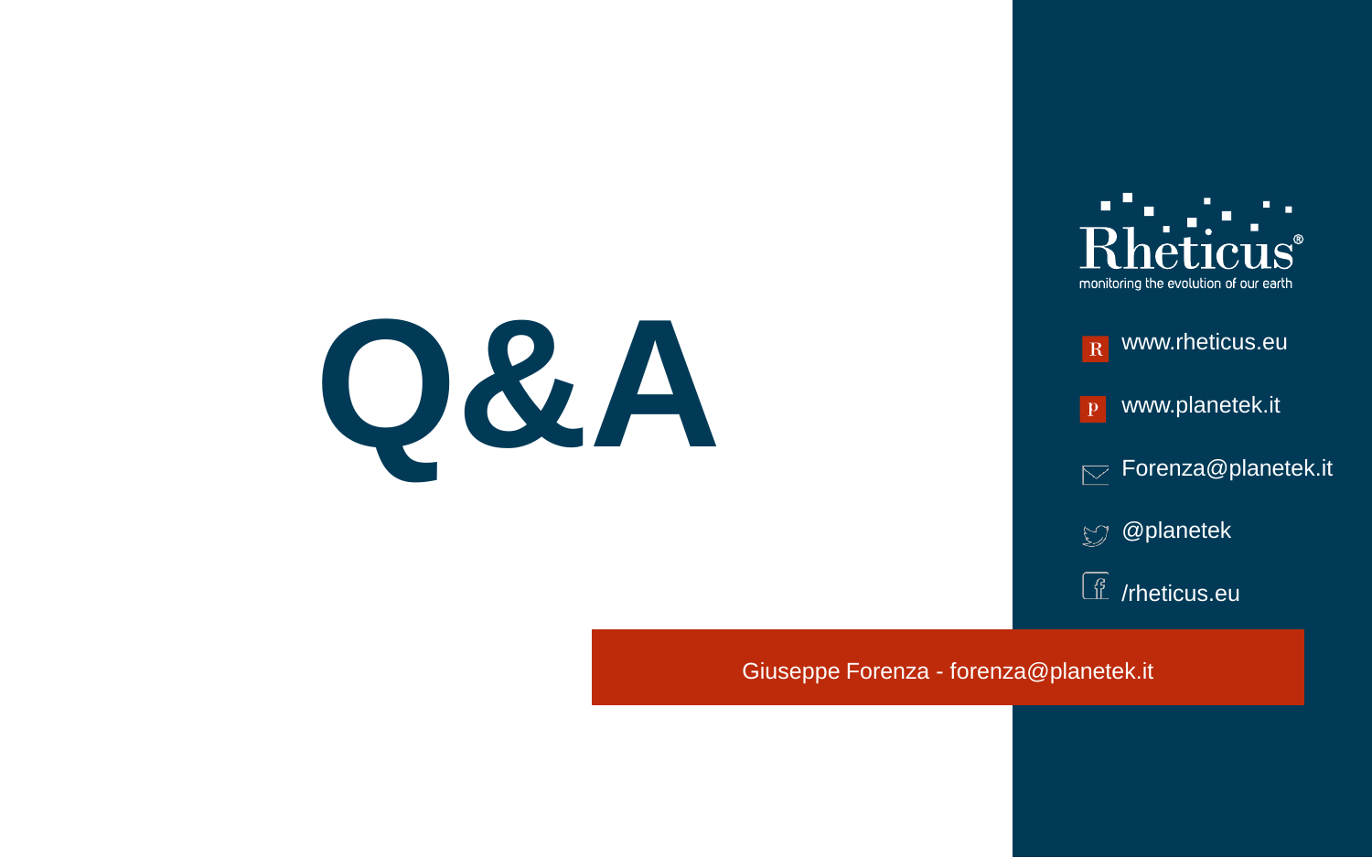# Q&A

Rheticus®
monitoring the evolution of our earth

www.rheticus.eu

www.planetek.it

Forenza@planetek.it

@planetek

/rheticus.eu

Giuseppe Forenza - forenza@planetek.it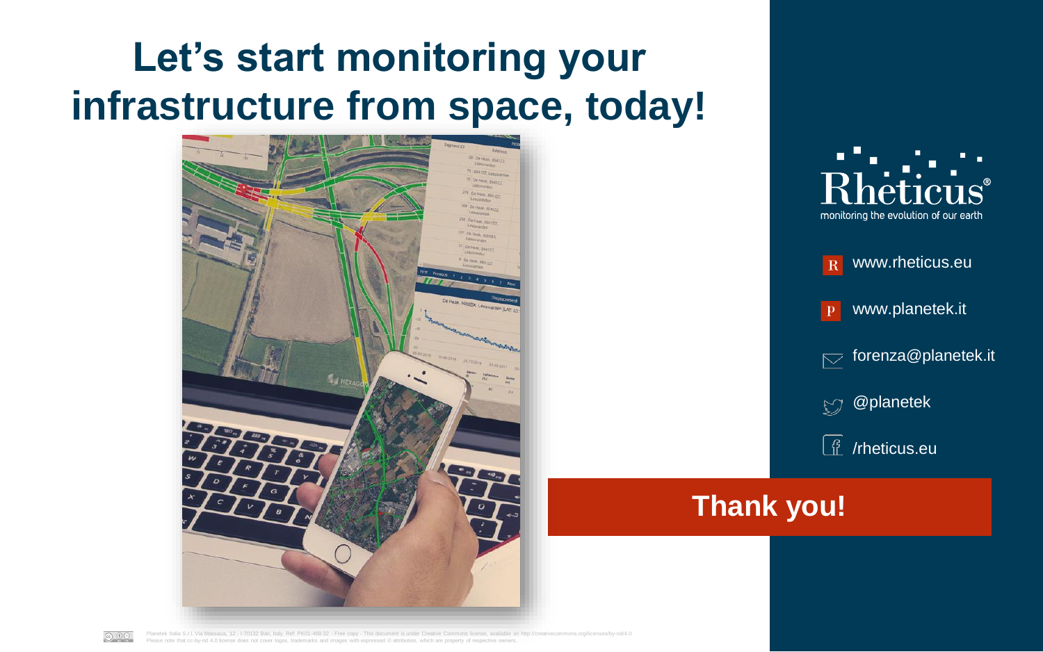# Let’s start monitoring your infrastructure from space, today!

Rheticus®

monitoring the evolution of our earth

www.rheticus.eu

www.planetek.it

forenza@planetek.it

@planetek

/rheticus.eu

**Thank you!**

Planetek Italia S.r.l. Via Massaua, 12 - I-70132 Bari, Italy. Ref: PK01-468-32 - Free copy - This document is under Creative Commons license, available on http://creativecommons.org/licenses/by-nd/4.0
Please note that cc-by-nd 4.0 license does not cover logos, trademarks and images with expressed © attribution, which are property of respective owners.